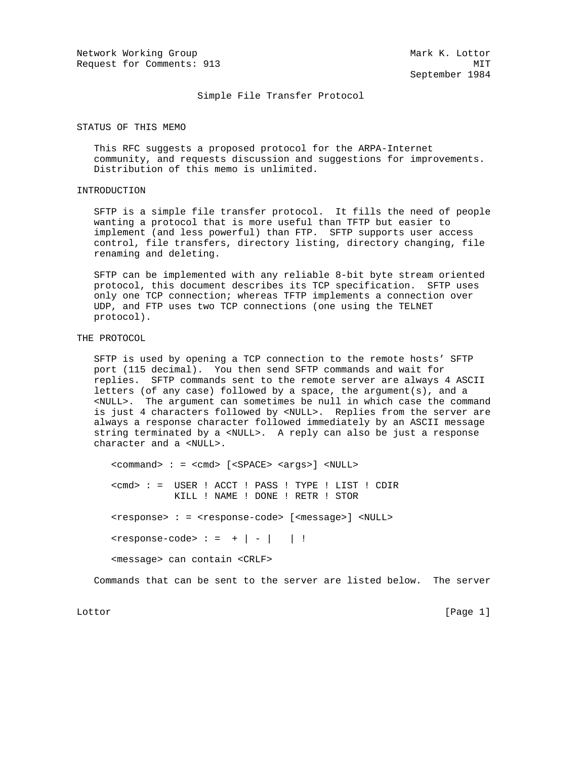Network Working Group  
Request for Comments: 913

Mark K. Lottor  
MIT  
September 1984

# Simple File Transfer Protocol

## STATUS OF THIS MEMO

This RFC suggests a proposed protocol for the ARPA-Internet community, and requests discussion and suggestions for improvements. Distribution of this memo is unlimited.

## INTRODUCTION

SFTP is a simple file transfer protocol. It fills the need of people wanting a protocol that is more useful than TFTP but easier to implement (and less powerful) than FTP. SFTP supports user access control, file transfers, directory listing, directory changing, file renaming and deleting.

SFTP can be implemented with any reliable 8-bit byte stream oriented protocol, this document describes its TCP specification. SFTP uses only one TCP connection; whereas TFTP implements a connection over UDP, and FTP uses two TCP connections (one using the TELNET protocol).

## THE PROTOCOL

SFTP is used by opening a TCP connection to the remote hosts' SFTP port (115 decimal). You then send SFTP commands and wait for replies. SFTP commands sent to the remote server are always 4 ASCII letters (of any case) followed by a space, the argument(s), and a <NULL>. The argument can sometimes be null in which case the command is just 4 characters followed by <NULL>. Replies from the server are always a response character followed immediately by an ASCII message string terminated by a <NULL>. A reply can also be just a response character and a <NULL>.

```
<command> : = <cmd> [<SPACE> <args>] <NULL>

<cmd> : =  USER ! ACCT ! PASS ! TYPE ! LIST ! CDIR
           KILL ! NAME ! DONE ! RETR ! STOR

<response> : = <response-code> [<message>] <NULL>

<response-code> : =  + | - |   | !

<message> can contain <CRLF>
```

Commands that can be sent to the server are listed below. The server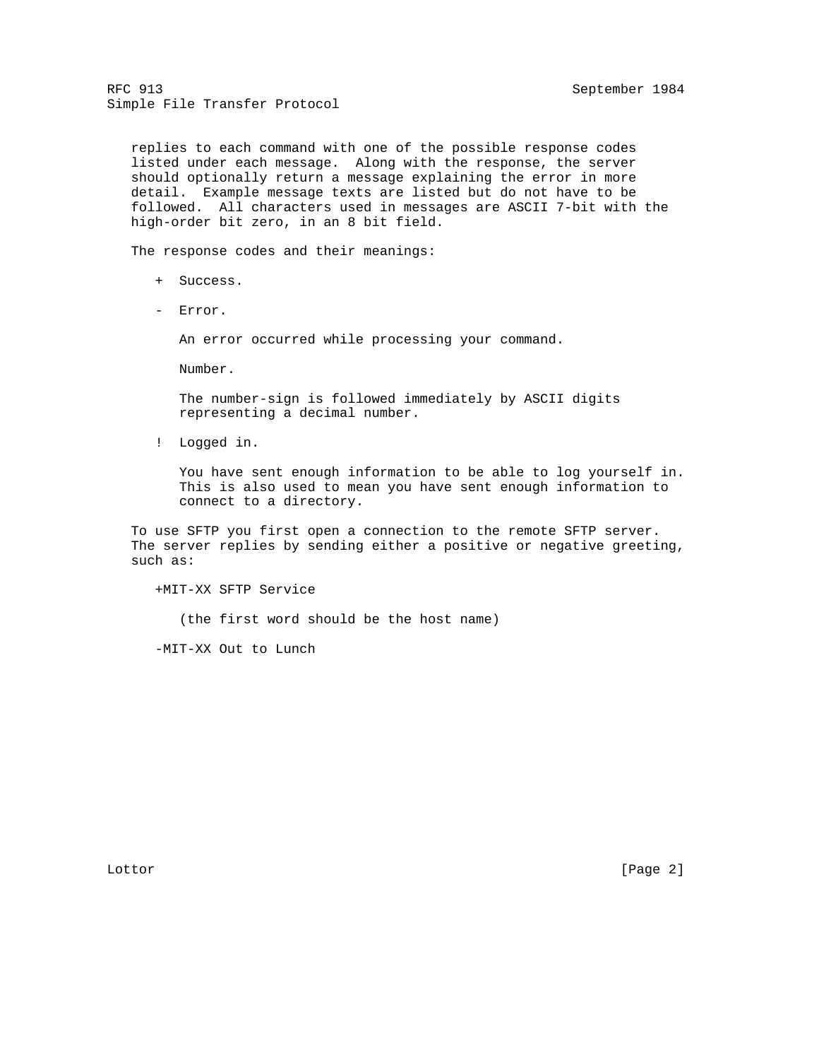replies to each command with one of the possible response codes listed under each message. Along with the response, the server should optionally return a message explaining the error in more detail. Example message texts are listed but do not have to be followed. All characters used in messages are ASCII 7-bit with the high-order bit zero, in an 8 bit field.

The response codes and their meanings:

+ Success.

- Error.

  An error occurred while processing your command.

  Number.

  The number-sign is followed immediately by ASCII digits representing a decimal number.

! Logged in.

  You have sent enough information to be able to log yourself in. This is also used to mean you have sent enough information to connect to a directory.

To use SFTP you first open a connection to the remote SFTP server. The server replies by sending either a positive or negative greeting, such as:

```
+MIT-XX SFTP Service

   (the first word should be the host name)

-MIT-XX Out to Lunch
```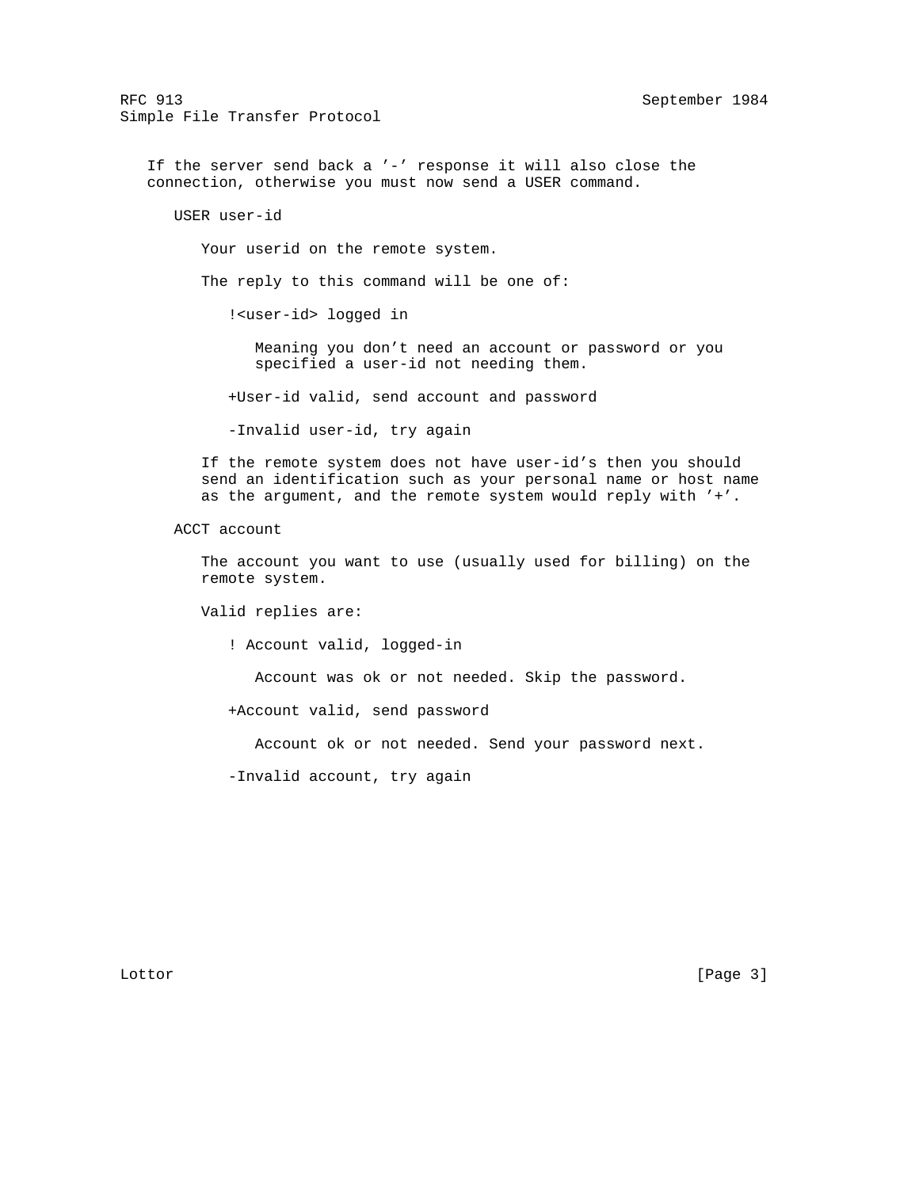If the server send back a '-' response it will also close the connection, otherwise you must now send a USER command.

USER user-id

Your userid on the remote system.

The reply to this command will be one of:

!<user-id> logged in

Meaning you don't need an account or password or you specified a user-id not needing them.

+User-id valid, send account and password

-Invalid user-id, try again

If the remote system does not have user-id's then you should send an identification such as your personal name or host name as the argument, and the remote system would reply with '+'.

ACCT account

The account you want to use (usually used for billing) on the remote system.

Valid replies are:

! Account valid, logged-in

Account was ok or not needed. Skip the password.

+Account valid, send password

Account ok or not needed. Send your password next.

-Invalid account, try again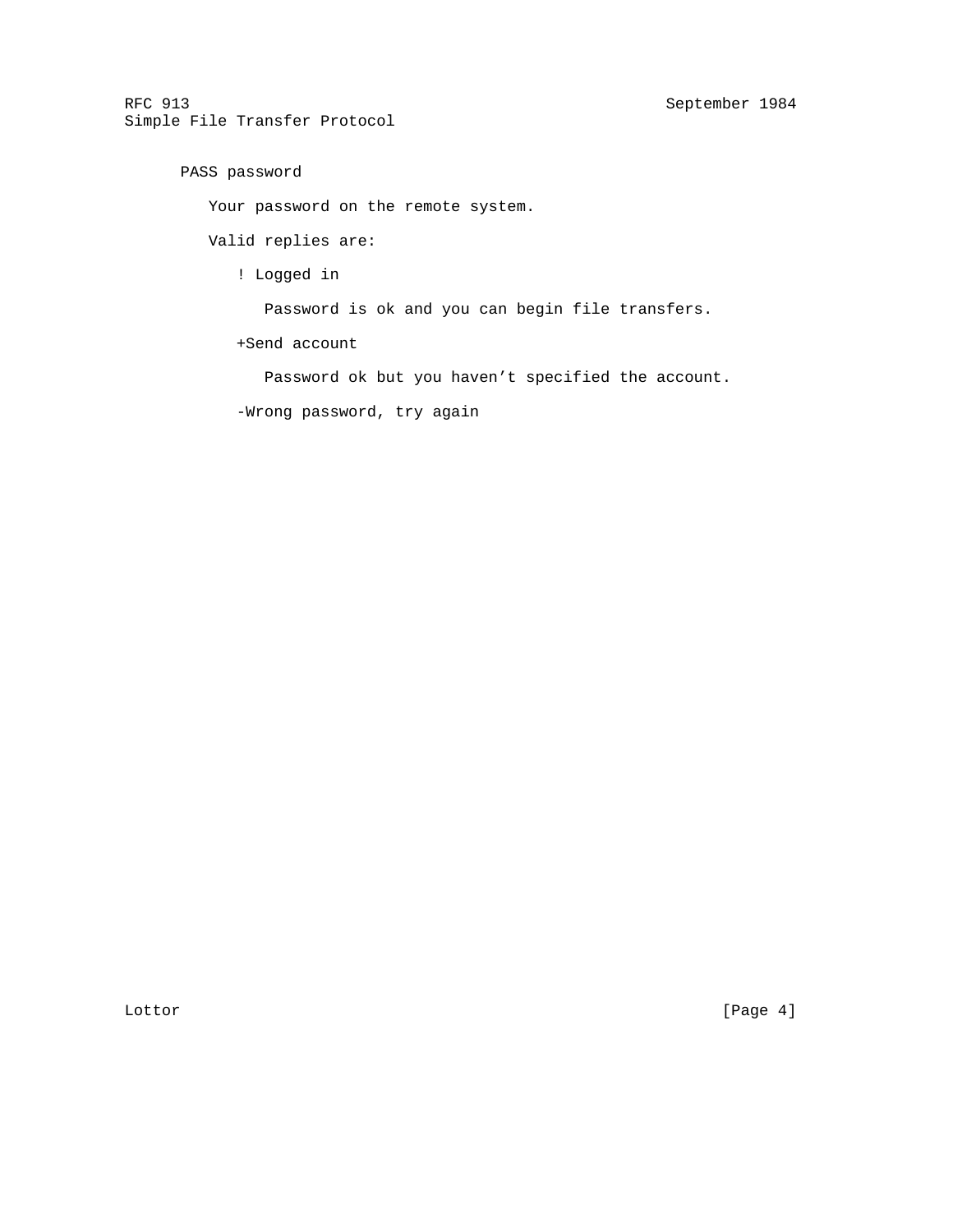PASS password

Your password on the remote system.

Valid replies are:

! Logged in

Password is ok and you can begin file transfers.

+Send account

Password ok but you haven’t specified the account.

-Wrong password, try again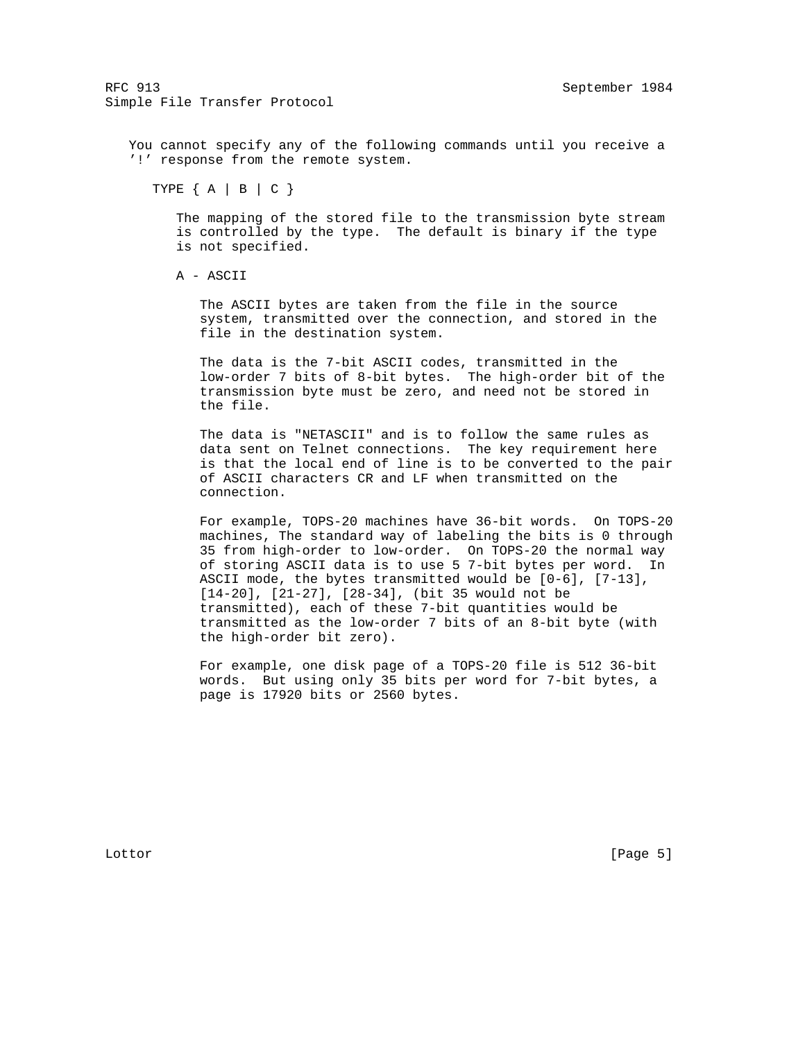You cannot specify any of the following commands until you receive a '!' response from the remote system.

TYPE { A | B | C }

The mapping of the stored file to the transmission byte stream is controlled by the type. The default is binary if the type is not specified.

A - ASCII

The ASCII bytes are taken from the file in the source system, transmitted over the connection, and stored in the file in the destination system.

The data is the 7-bit ASCII codes, transmitted in the low-order 7 bits of 8-bit bytes. The high-order bit of the transmission byte must be zero, and need not be stored in the file.

The data is "NETASCII" and is to follow the same rules as data sent on Telnet connections. The key requirement here is that the local end of line is to be converted to the pair of ASCII characters CR and LF when transmitted on the connection.

For example, TOPS-20 machines have 36-bit words. On TOPS-20 machines, The standard way of labeling the bits is 0 through 35 from high-order to low-order. On TOPS-20 the normal way of storing ASCII data is to use 5 7-bit bytes per word. In ASCII mode, the bytes transmitted would be [0-6], [7-13], [14-20], [21-27], [28-34], (bit 35 would not be transmitted), each of these 7-bit quantities would be transmitted as the low-order 7 bits of an 8-bit byte (with the high-order bit zero).

For example, one disk page of a TOPS-20 file is 512 36-bit words. But using only 35 bits per word for 7-bit bytes, a page is 17920 bits or 2560 bytes.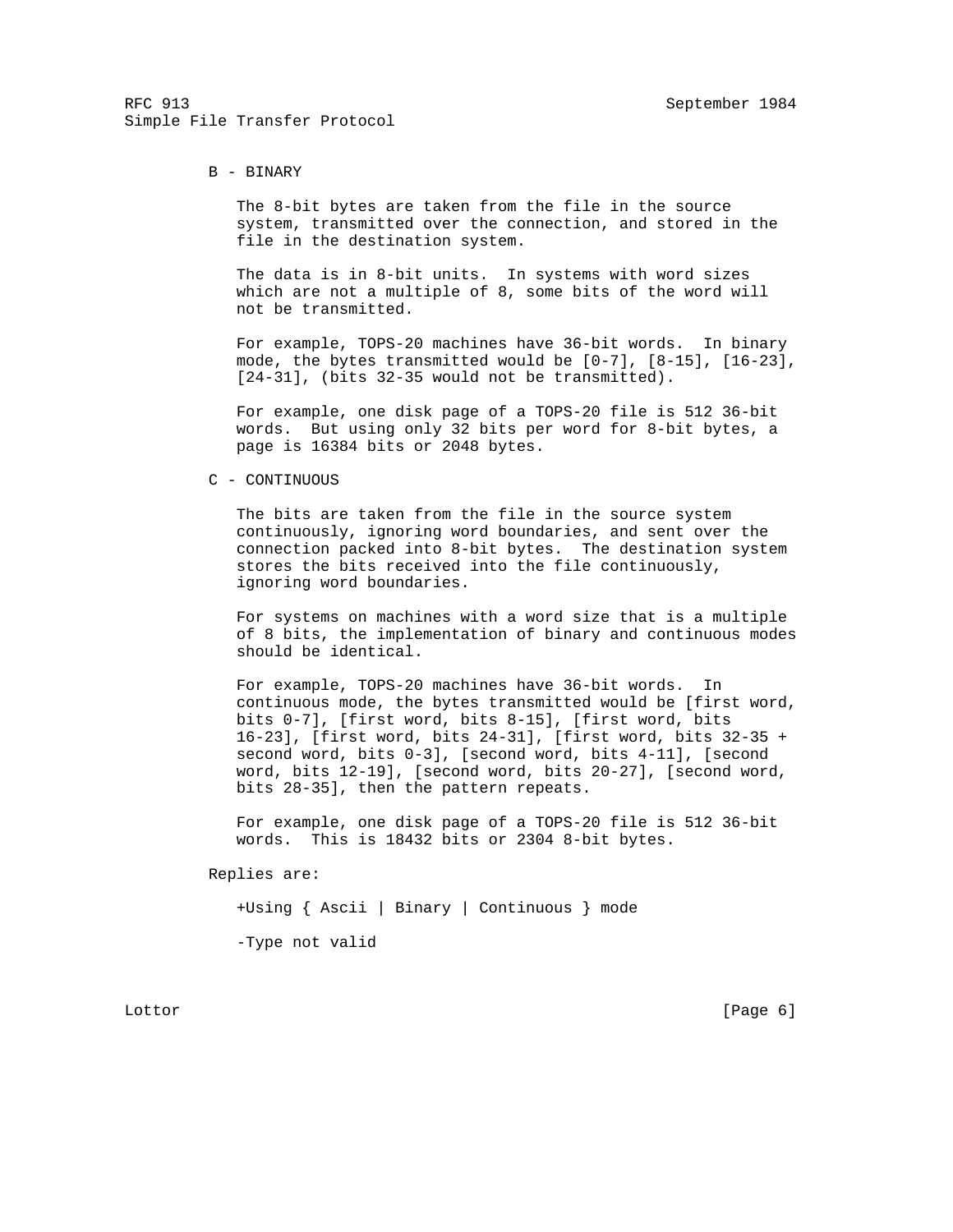B - BINARY

The 8-bit bytes are taken from the file in the source system, transmitted over the connection, and stored in the file in the destination system.

The data is in 8-bit units. In systems with word sizes which are not a multiple of 8, some bits of the word will not be transmitted.

For example, TOPS-20 machines have 36-bit words. In binary mode, the bytes transmitted would be [0-7], [8-15], [16-23], [24-31], (bits 32-35 would not be transmitted).

For example, one disk page of a TOPS-20 file is 512 36-bit words. But using only 32 bits per word for 8-bit bytes, a page is 16384 bits or 2048 bytes.

C - CONTINUOUS

The bits are taken from the file in the source system continuously, ignoring word boundaries, and sent over the connection packed into 8-bit bytes. The destination system stores the bits received into the file continuously, ignoring word boundaries.

For systems on machines with a word size that is a multiple of 8 bits, the implementation of binary and continuous modes should be identical.

For example, TOPS-20 machines have 36-bit words. In continuous mode, the bytes transmitted would be [first word, bits 0-7], [first word, bits 8-15], [first word, bits 16-23], [first word, bits 24-31], [first word, bits 32-35 + second word, bits 0-3], [second word, bits 4-11], [second word, bits 12-19], [second word, bits 20-27], [second word, bits 28-35], then the pattern repeats.

For example, one disk page of a TOPS-20 file is 512 36-bit words. This is 18432 bits or 2304 8-bit bytes.

Replies are:

```
+Using { Ascii | Binary | Continuous } mode

-Type not valid
```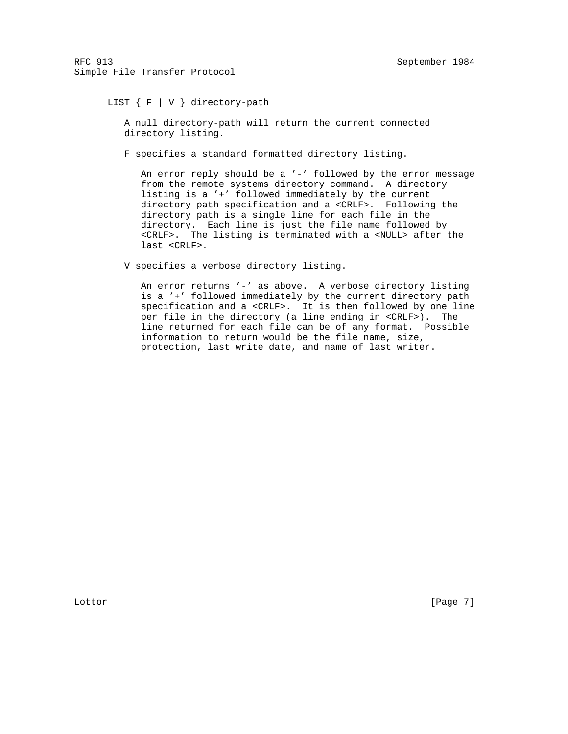LIST { F | V } directory-path

A null directory-path will return the current connected directory listing.

F specifies a standard formatted directory listing.

An error reply should be a '-' followed by the error message from the remote systems directory command. A directory listing is a '+' followed immediately by the current directory path specification and a <CRLF>. Following the directory path is a single line for each file in the directory. Each line is just the file name followed by <CRLF>. The listing is terminated with a <NULL> after the last <CRLF>.

V specifies a verbose directory listing.

An error returns '-' as above. A verbose directory listing is a '+' followed immediately by the current directory path specification and a <CRLF>. It is then followed by one line per file in the directory (a line ending in <CRLF>). The line returned for each file can be of any format. Possible information to return would be the file name, size, protection, last write date, and name of last writer.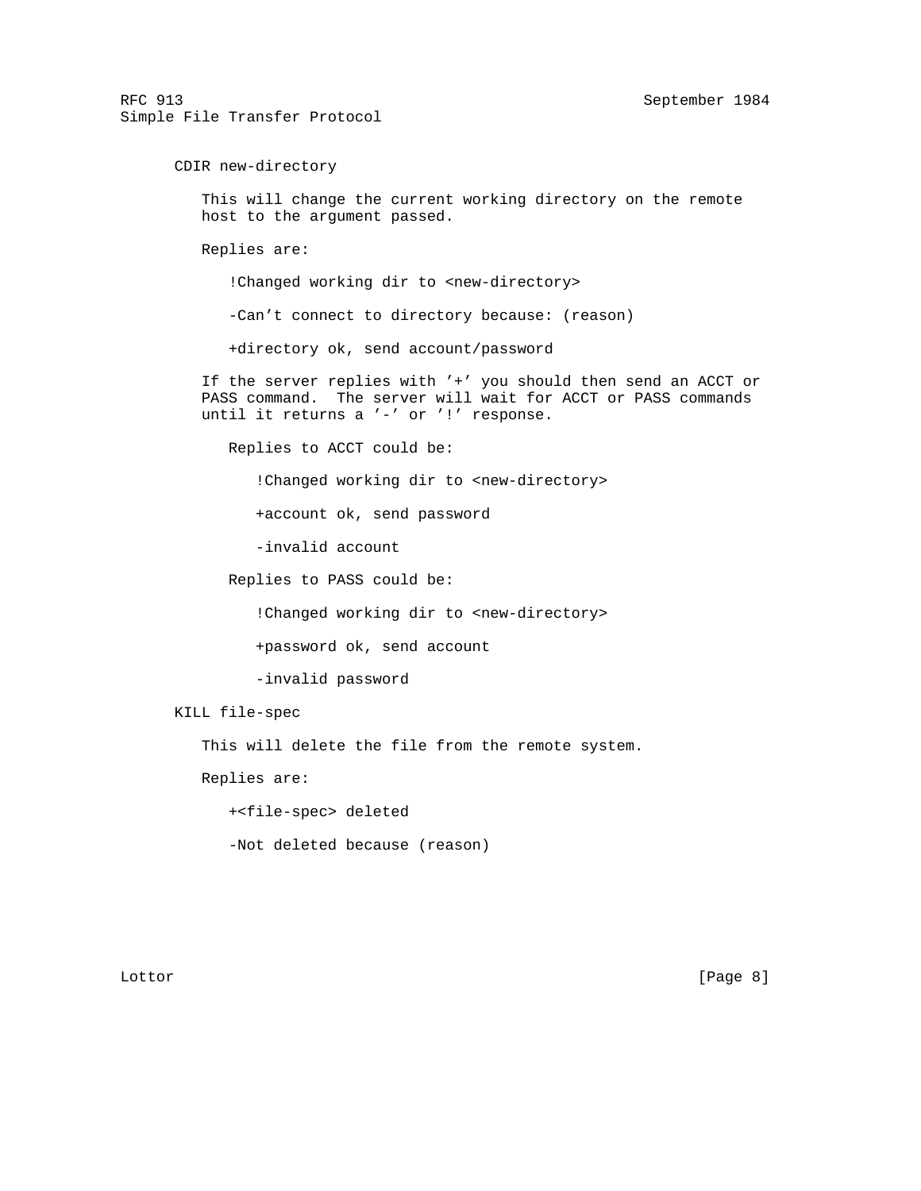CDIR new-directory

This will change the current working directory on the remote host to the argument passed.

Replies are:

!Changed working dir to <new-directory>

-Can't connect to directory because: (reason)

+directory ok, send account/password

If the server replies with '+' you should then send an ACCT or PASS command. The server will wait for ACCT or PASS commands until it returns a '-' or '!' response.

Replies to ACCT could be:

!Changed working dir to <new-directory>

+account ok, send password

-invalid account

Replies to PASS could be:

!Changed working dir to <new-directory>

+password ok, send account

-invalid password

KILL file-spec

This will delete the file from the remote system.

Replies are:

+<file-spec> deleted

-Not deleted because (reason)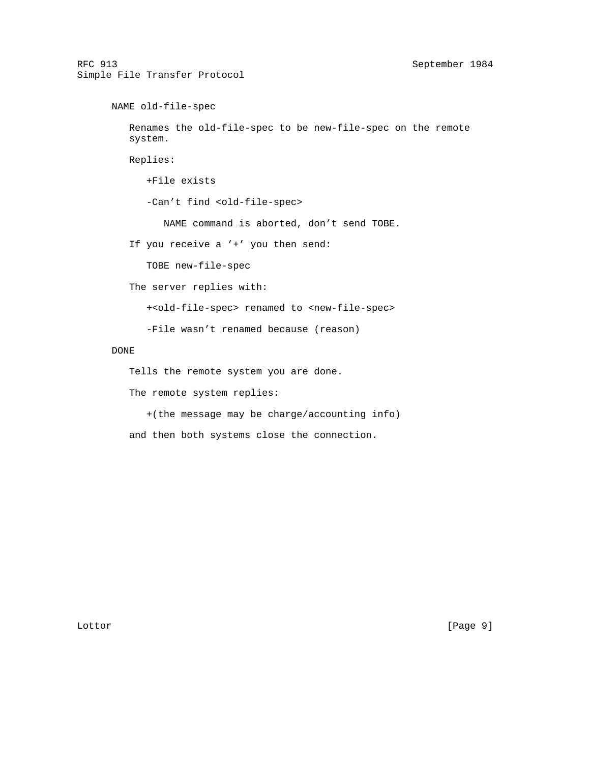NAME old-file-spec

Renames the old-file-spec to be new-file-spec on the remote system.

Replies:

+File exists

-Can't find <old-file-spec>

NAME command is aborted, don't send TOBE.

If you receive a '+' you then send:

TOBE new-file-spec

The server replies with:

+<old-file-spec> renamed to <new-file-spec>

-File wasn't renamed because (reason)

DONE

Tells the remote system you are done.

The remote system replies:

+(the message may be charge/accounting info)

and then both systems close the connection.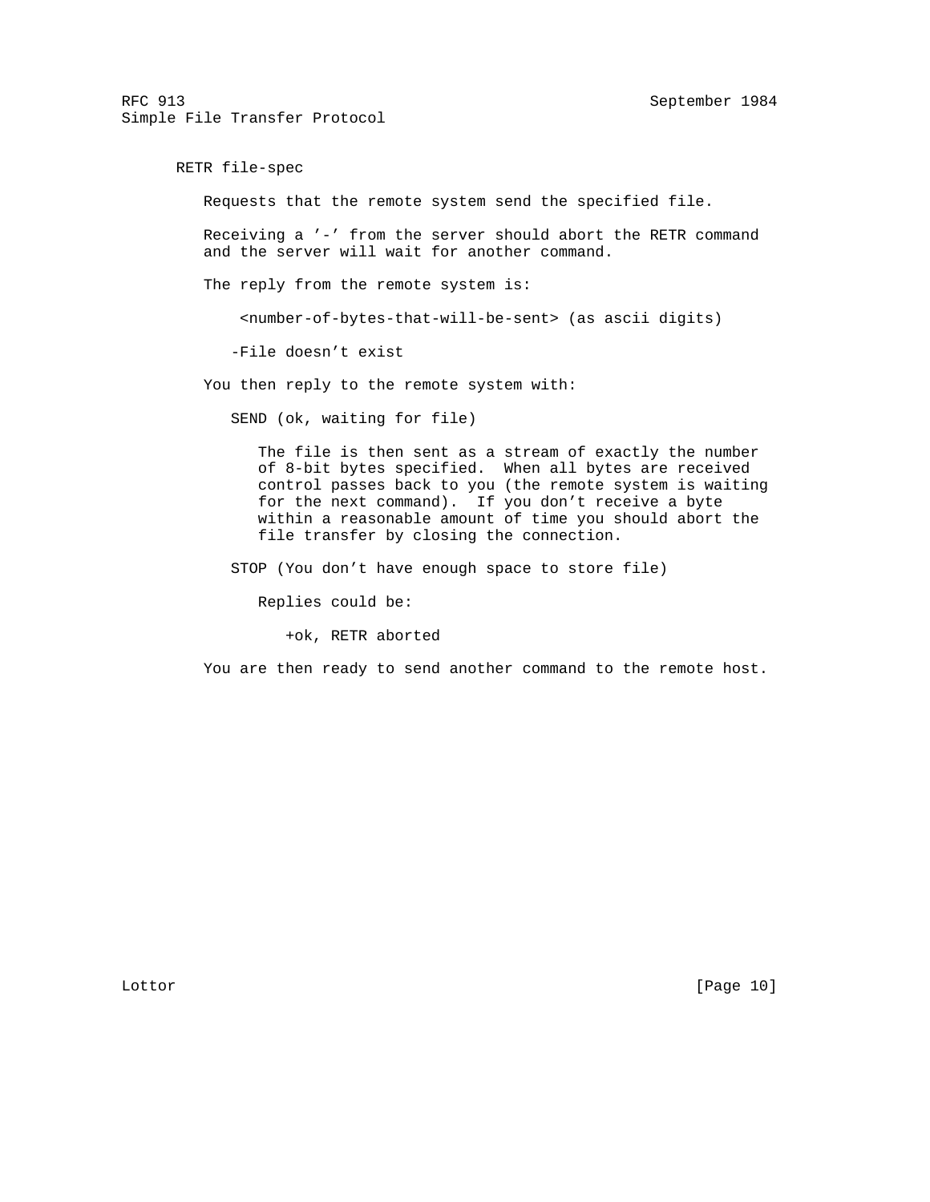RETR file-spec

Requests that the remote system send the specified file.

Receiving a '-' from the server should abort the RETR command and the server will wait for another command.

The reply from the remote system is:

<number-of-bytes-that-will-be-sent> (as ascii digits)

-File doesn't exist

You then reply to the remote system with:

SEND (ok, waiting for file)

The file is then sent as a stream of exactly the number of 8-bit bytes specified. When all bytes are received control passes back to you (the remote system is waiting for the next command). If you don't receive a byte within a reasonable amount of time you should abort the file transfer by closing the connection.

STOP (You don't have enough space to store file)

Replies could be:

+ok, RETR aborted

You are then ready to send another command to the remote host.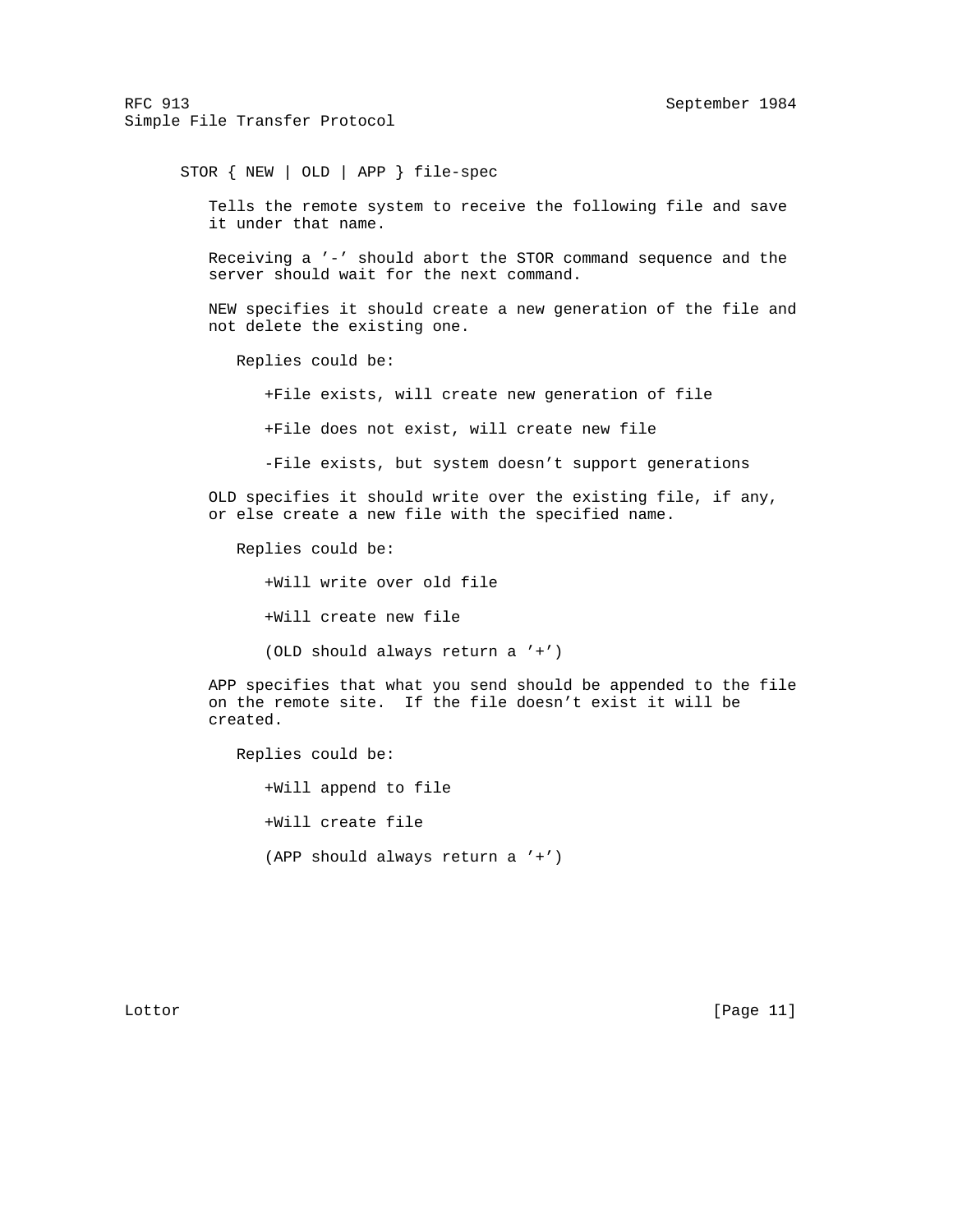STOR { NEW | OLD | APP } file-spec

Tells the remote system to receive the following file and save it under that name.

Receiving a '-' should abort the STOR command sequence and the server should wait for the next command.

NEW specifies it should create a new generation of the file and not delete the existing one.

Replies could be:

+File exists, will create new generation of file

+File does not exist, will create new file

-File exists, but system doesn't support generations

OLD specifies it should write over the existing file, if any, or else create a new file with the specified name.

Replies could be:

+Will write over old file

+Will create new file

(OLD should always return a '+')

APP specifies that what you send should be appended to the file on the remote site. If the file doesn't exist it will be created.

Replies could be:

+Will append to file

+Will create file

(APP should always return a '+')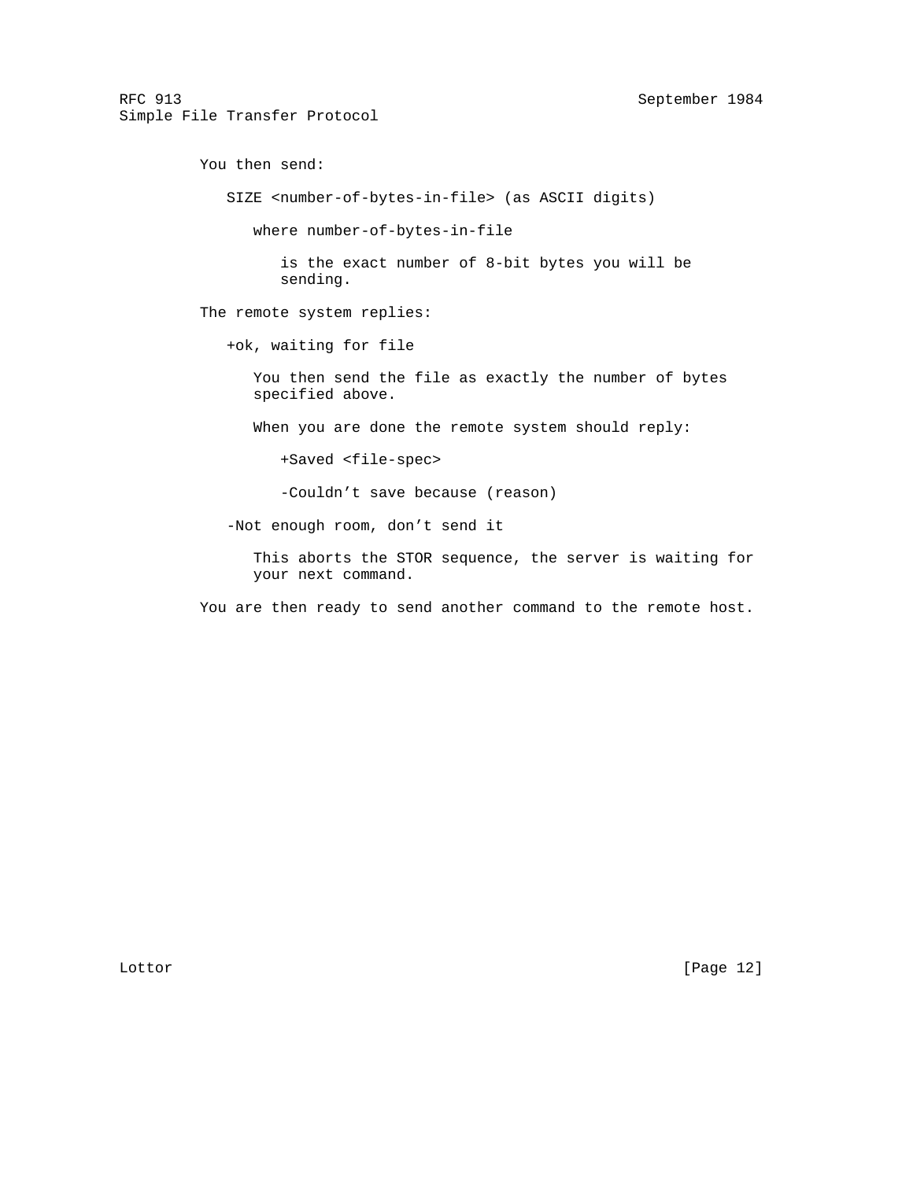You then send:

SIZE <number-of-bytes-in-file> (as ASCII digits)

where number-of-bytes-in-file

is the exact number of 8-bit bytes you will be sending.

The remote system replies:

+ok, waiting for file

You then send the file as exactly the number of bytes specified above.

When you are done the remote system should reply:

+Saved <file-spec>

-Couldn't save because (reason)

-Not enough room, don't send it

This aborts the STOR sequence, the server is waiting for your next command.

You are then ready to send another command to the remote host.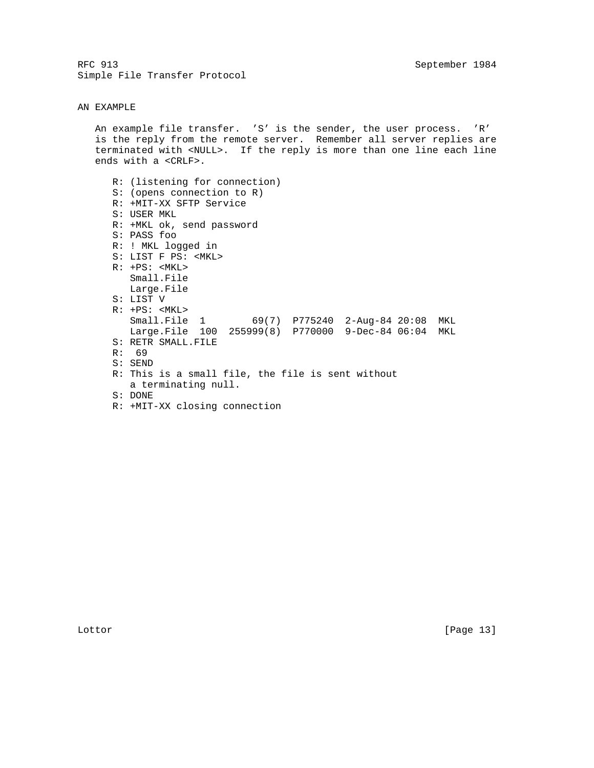## AN EXAMPLE

An example file transfer. 'S' is the sender, the user process. 'R' is the reply from the remote server. Remember all server replies are terminated with <NULL>. If the reply is more than one line each line ends with a <CRLF>.

```
R: (listening for connection)
S: (opens connection to R)
R: +MIT-XX SFTP Service
S: USER MKL
R: +MKL ok, send password
S: PASS foo
R: ! MKL logged in
S: LIST F PS: <MKL>
R: +PS: <MKL>
   Small.File
   Large.File
S: LIST V
R: +PS: <MKL>
   Small.File  1        69(7)  P775240  2-Aug-84 20:08  MKL
   Large.File  100  255999(8)  P770000  9-Dec-84 06:04  MKL
S: RETR SMALL.FILE
R:  69
S: SEND
R: This is a small file, the file is sent without
   a terminating null.
S: DONE
R: +MIT-XX closing connection
```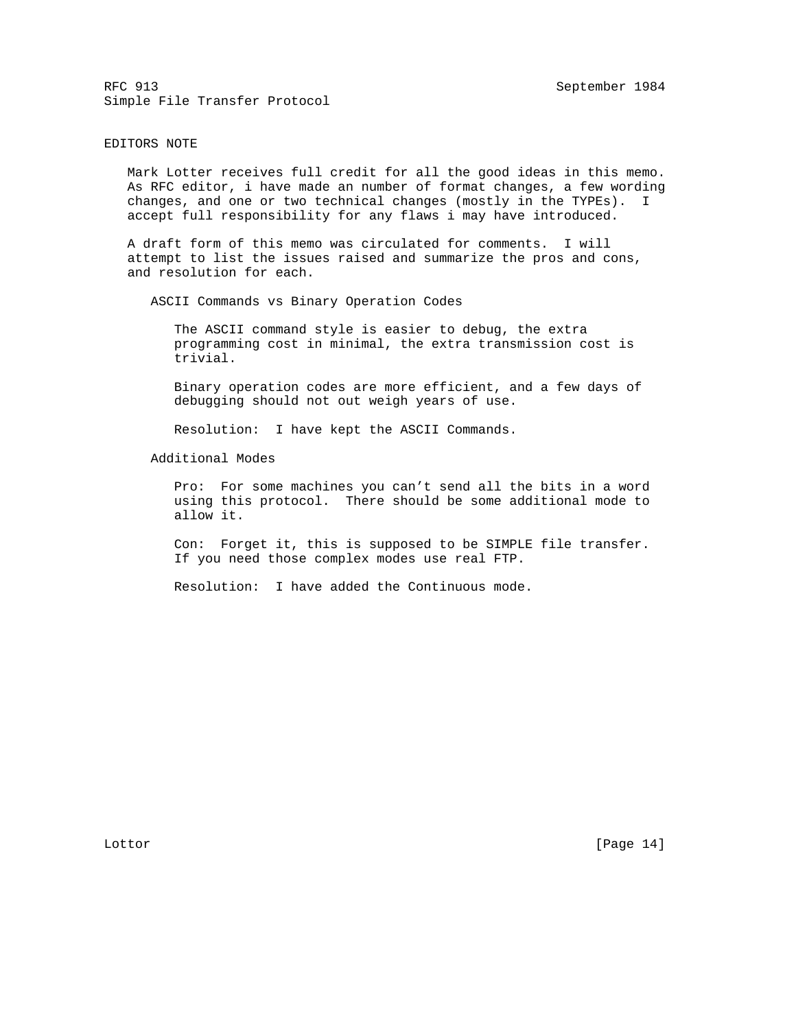## EDITORS NOTE

Mark Lotter receives full credit for all the good ideas in this memo. As RFC editor, i have made an number of format changes, a few wording changes, and one or two technical changes (mostly in the TYPEs). I accept full responsibility for any flaws i may have introduced.

A draft form of this memo was circulated for comments. I will attempt to list the issues raised and summarize the pros and cons, and resolution for each.

### ASCII Commands vs Binary Operation Codes

The ASCII command style is easier to debug, the extra programming cost in minimal, the extra transmission cost is trivial.

Binary operation codes are more efficient, and a few days of debugging should not out weigh years of use.

Resolution: I have kept the ASCII Commands.

### Additional Modes

Pro: For some machines you can't send all the bits in a word using this protocol. There should be some additional mode to allow it.

Con: Forget it, this is supposed to be SIMPLE file transfer. If you need those complex modes use real FTP.

Resolution: I have added the Continuous mode.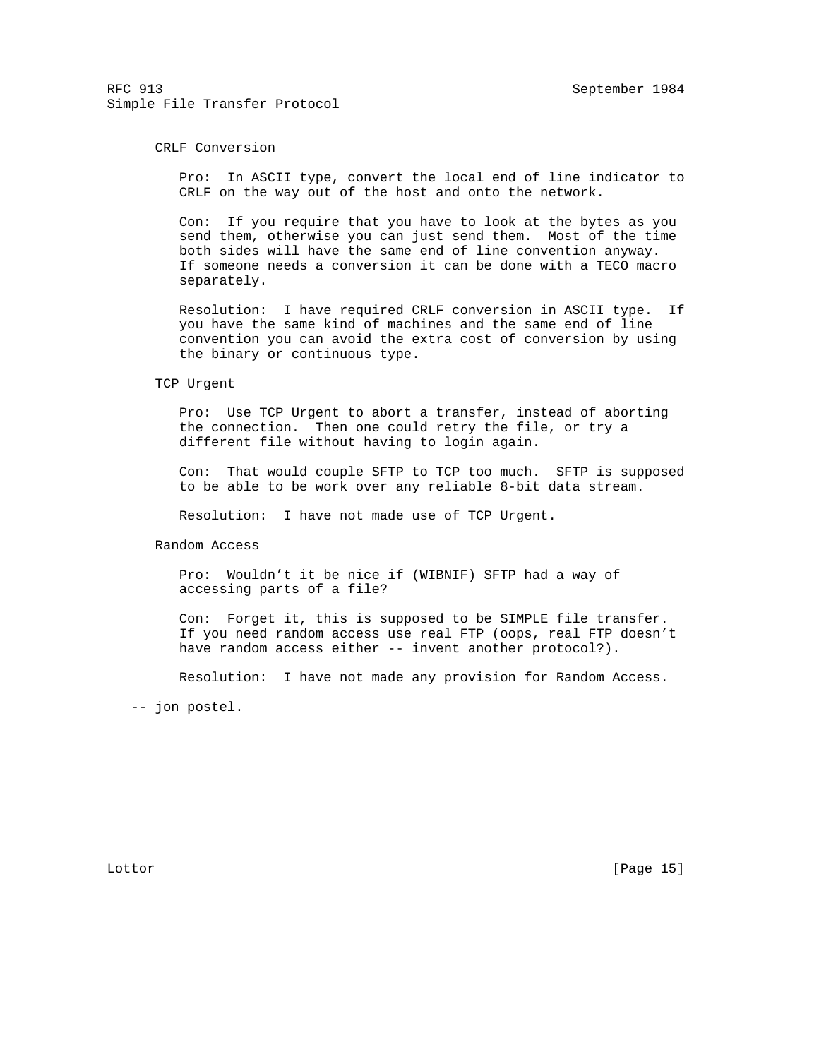### CRLF Conversion

Pro: In ASCII type, convert the local end of line indicator to CRLF on the way out of the host and onto the network.

Con: If you require that you have to look at the bytes as you send them, otherwise you can just send them. Most of the time both sides will have the same end of line convention anyway. If someone needs a conversion it can be done with a TECO macro separately.

Resolution: I have required CRLF conversion in ASCII type. If you have the same kind of machines and the same end of line convention you can avoid the extra cost of conversion by using the binary or continuous type.

### TCP Urgent

Pro: Use TCP Urgent to abort a transfer, instead of aborting the connection. Then one could retry the file, or try a different file without having to login again.

Con: That would couple SFTP to TCP too much. SFTP is supposed to be able to be work over any reliable 8-bit data stream.

Resolution: I have not made use of TCP Urgent.

### Random Access

Pro: Wouldn't it be nice if (WIBNIF) SFTP had a way of accessing parts of a file?

Con: Forget it, this is supposed to be SIMPLE file transfer. If you need random access use real FTP (oops, real FTP doesn't have random access either -- invent another protocol?).

Resolution: I have not made any provision for Random Access.

-- jon postel.